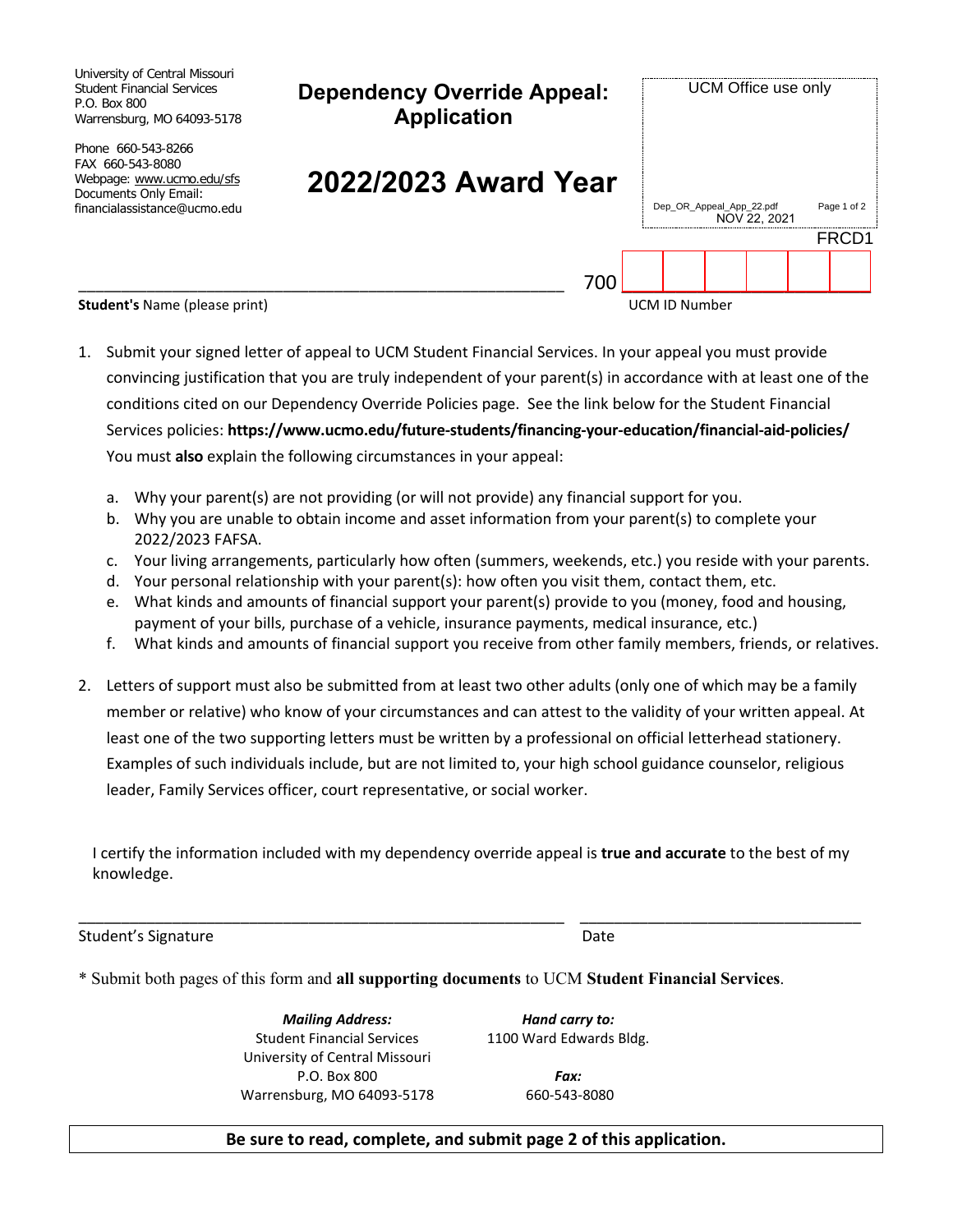University of Central Missouri
Student Financial Services
P.O. Box 800
Warrensburg, MO 64093-5178

Phone 660-543-8266
FAX 660-543-8080
Webpage: www.ucmo.edu/sfs
Documents Only Email:
financialassistance@ucmo.edu

# Dependency Override Appeal: Application

# 2022/2023 Award Year

UCM Office use only

Dep_OR_Appeal_App_22.pdf
NOV 22, 2021

FRCD1

\_\_\_\_\_\_\_\_\_\_\_\_\_\_\_\_\_\_\_\_\_\_\_\_\_\_\_\_\_\_\_\_\_\_\_\_\_\_\_\_\_\_\_\_\_\_\_\_ 700 \_\_\_\_\_\_\_\_\_\_\_\_

**Student's** Name (please print) UCM ID Number

1. Submit your signed letter of appeal to UCM Student Financial Services. In your appeal you must provide convincing justification that you are truly independent of your parent(s) in accordance with at least one of the conditions cited on our Dependency Override Policies page. See the link below for the Student Financial Services policies: **https://www.ucmo.edu/future-students/financing-your-education/financial-aid-policies/**
   You must **also** explain the following circumstances in your appeal:

   a. Why your parent(s) are not providing (or will not provide) any financial support for you.
   b. Why you are unable to obtain income and asset information from your parent(s) to complete your 2022/2023 FAFSA.
   c. Your living arrangements, particularly how often (summers, weekends, etc.) you reside with your parents.
   d. Your personal relationship with your parent(s): how often you visit them, contact them, etc.
   e. What kinds and amounts of financial support your parent(s) provide to you (money, food and housing, payment of your bills, purchase of a vehicle, insurance payments, medical insurance, etc.)
   f. What kinds and amounts of financial support you receive from other family members, friends, or relatives.

2. Letters of support must also be submitted from at least two other adults (only one of which may be a family member or relative) who know of your circumstances and can attest to the validity of your written appeal. At least one of the two supporting letters must be written by a professional on official letterhead stationery. Examples of such individuals include, but are not limited to, your high school guidance counselor, religious leader, Family Services officer, court representative, or social worker.

I certify the information included with my dependency override appeal is **true and accurate** to the best of my knowledge.

\_\_\_\_\_\_\_\_\_\_\_\_\_\_\_\_\_\_\_\_\_\_\_\_\_\_\_\_\_\_\_\_\_\_\_\_\_\_\_\_ \_\_\_\_\_\_\_\_\_\_\_\_\_\_\_\_\_\_\_\_\_\_\_\_

Student's Signature Date

\* Submit both pages of this form and **all supporting documents** to UCM **Student Financial Services**.

***Mailing Address:***
Student Financial Services
University of Central Missouri
P.O. Box 800
Warrensburg, MO 64093-5178

***Hand carry to:***
1100 Ward Edwards Bldg.

***Fax:***
660-543-8080

**Be sure to read, complete, and submit page 2 of this application.**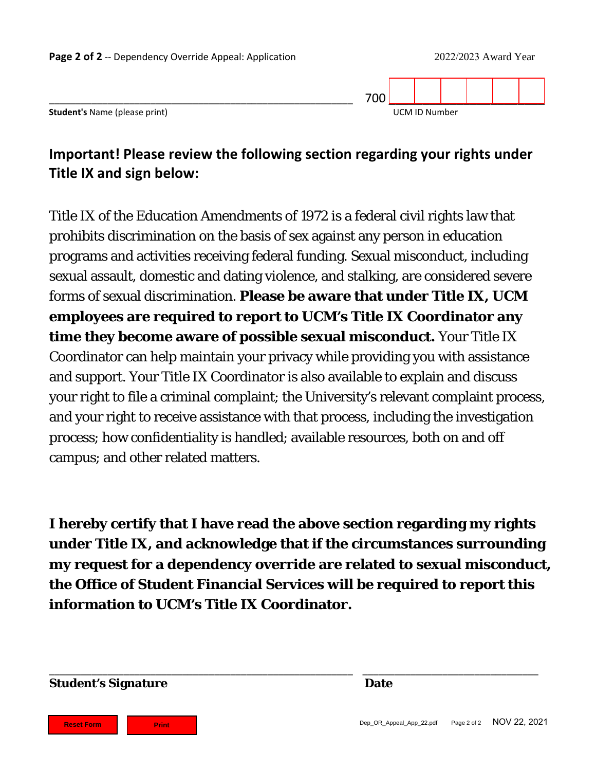Student's Name (please print) ______________________________ 700 UCM ID Number

## Important! Please review the following section regarding your rights under Title IX and sign below:

Title IX of the Education Amendments of 1972 is a federal civil rights law that prohibits discrimination on the basis of sex against any person in education programs and activities receiving federal funding. Sexual misconduct, including sexual assault, domestic and dating violence, and stalking, are considered severe forms of sexual discrimination. **Please be aware that under Title IX, UCM employees are required to report to UCM's Title IX Coordinator any time they become aware of possible sexual misconduct.** Your Title IX Coordinator can help maintain your privacy while providing you with assistance and support. Your Title IX Coordinator is also available to explain and discuss your right to file a criminal complaint; the University's relevant complaint process, and your right to receive assistance with that process, including the investigation process; how confidentiality is handled; available resources, both on and off campus; and other related matters.

**I hereby certify that I have read the above section regarding my rights under Title IX, and acknowledge that if the circumstances surrounding my request for a dependency override are related to sexual misconduct, the Office of Student Financial Services will be required to report this information to UCM's Title IX Coordinator.**

______________________________ ______________________________

**Student's Signature** **Date**

Reset Form Print